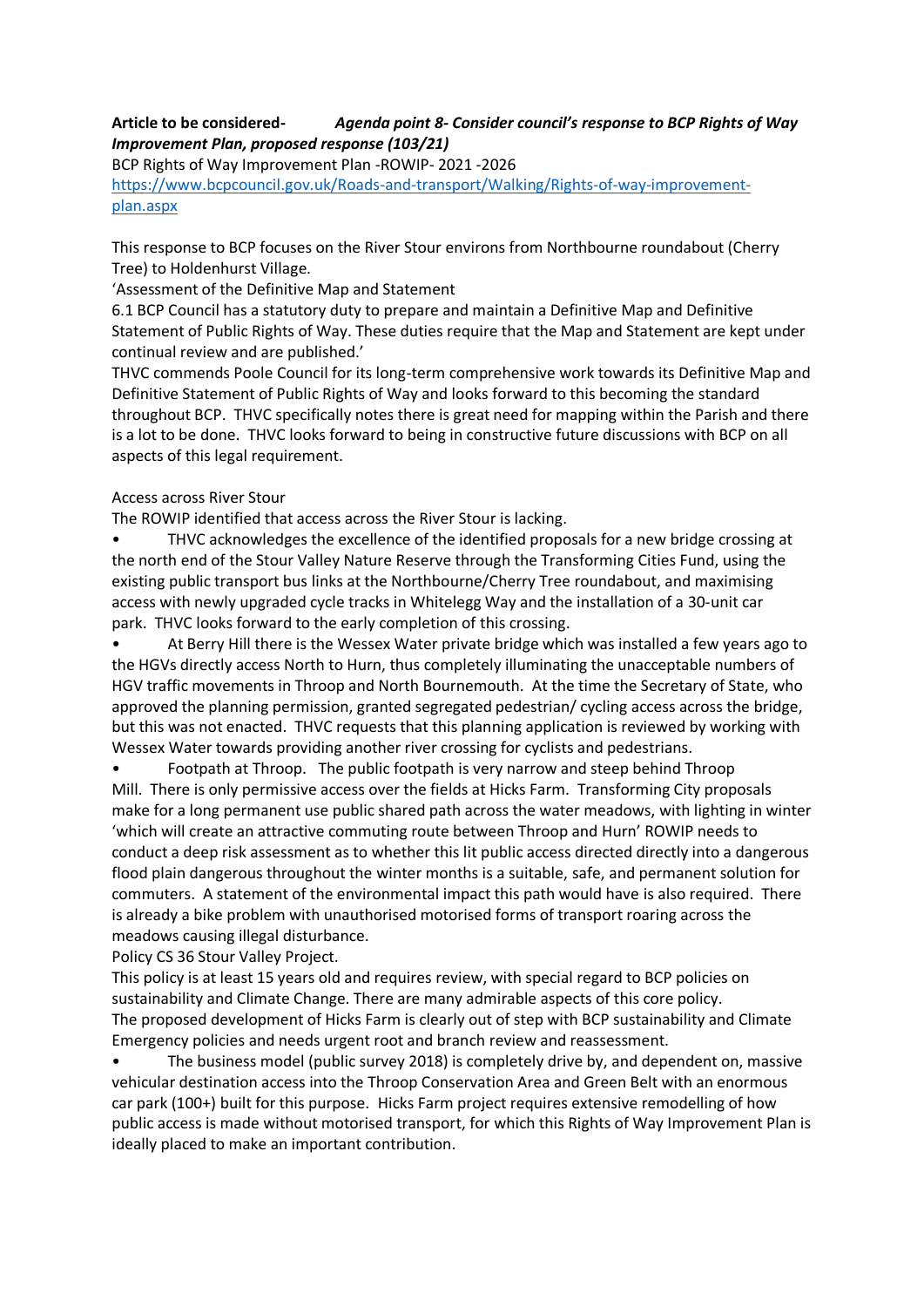**Article to be considered-** ***Agenda point 8- Consider council's response to BCP Rights of Way Improvement Plan, proposed response (103/21)***

BCP Rights of Way Improvement Plan -ROWIP- 2021 -2026

[https://www.bcpcouncil.gov.uk/Roads-and-transport/Walking/Rights-of-way-improvement-plan.aspx](https://www.bcpcouncil.gov.uk/Roads-and-transport/Walking/Rights-of-way-improvement-plan.aspx)

This response to BCP focuses on the River Stour environs from Northbourne roundabout (Cherry Tree) to Holdenhurst Village.

'Assessment of the Definitive Map and Statement

6.1 BCP Council has a statutory duty to prepare and maintain a Definitive Map and Definitive Statement of Public Rights of Way. These duties require that the Map and Statement are kept under continual review and are published.'

THVC commends Poole Council for its long-term comprehensive work towards its Definitive Map and Definitive Statement of Public Rights of Way and looks forward to this becoming the standard throughout BCP. THVC specifically notes there is great need for mapping within the Parish and there is a lot to be done. THVC looks forward to being in constructive future discussions with BCP on all aspects of this legal requirement.

Access across River Stour

The ROWIP identified that access across the River Stour is lacking.

- THVC acknowledges the excellence of the identified proposals for a new bridge crossing at the north end of the Stour Valley Nature Reserve through the Transforming Cities Fund, using the existing public transport bus links at the Northbourne/Cherry Tree roundabout, and maximising access with newly upgraded cycle tracks in Whitelegg Way and the installation of a 30-unit car park. THVC looks forward to the early completion of this crossing.
- At Berry Hill there is the Wessex Water private bridge which was installed a few years ago to the HGVs directly access North to Hurn, thus completely illuminating the unacceptable numbers of HGV traffic movements in Throop and North Bournemouth. At the time the Secretary of State, who approved the planning permission, granted segregated pedestrian/ cycling access across the bridge, but this was not enacted. THVC requests that this planning application is reviewed by working with Wessex Water towards providing another river crossing for cyclists and pedestrians.
- Footpath at Throop. The public footpath is very narrow and steep behind Throop Mill. There is only permissive access over the fields at Hicks Farm. Transforming City proposals make for a long permanent use public shared path across the water meadows, with lighting in winter 'which will create an attractive commuting route between Throop and Hurn' ROWIP needs to conduct a deep risk assessment as to whether this lit public access directed directly into a dangerous flood plain dangerous throughout the winter months is a suitable, safe, and permanent solution for commuters. A statement of the environmental impact this path would have is also required. There is already a bike problem with unauthorised motorised forms of transport roaring across the meadows causing illegal disturbance.

Policy CS 36 Stour Valley Project.

This policy is at least 15 years old and requires review, with special regard to BCP policies on sustainability and Climate Change. There are many admirable aspects of this core policy.

The proposed development of Hicks Farm is clearly out of step with BCP sustainability and Climate Emergency policies and needs urgent root and branch review and reassessment.

- The business model (public survey 2018) is completely drive by, and dependent on, massive vehicular destination access into the Throop Conservation Area and Green Belt with an enormous car park (100+) built for this purpose. Hicks Farm project requires extensive remodelling of how public access is made without motorised transport, for which this Rights of Way Improvement Plan is ideally placed to make an important contribution.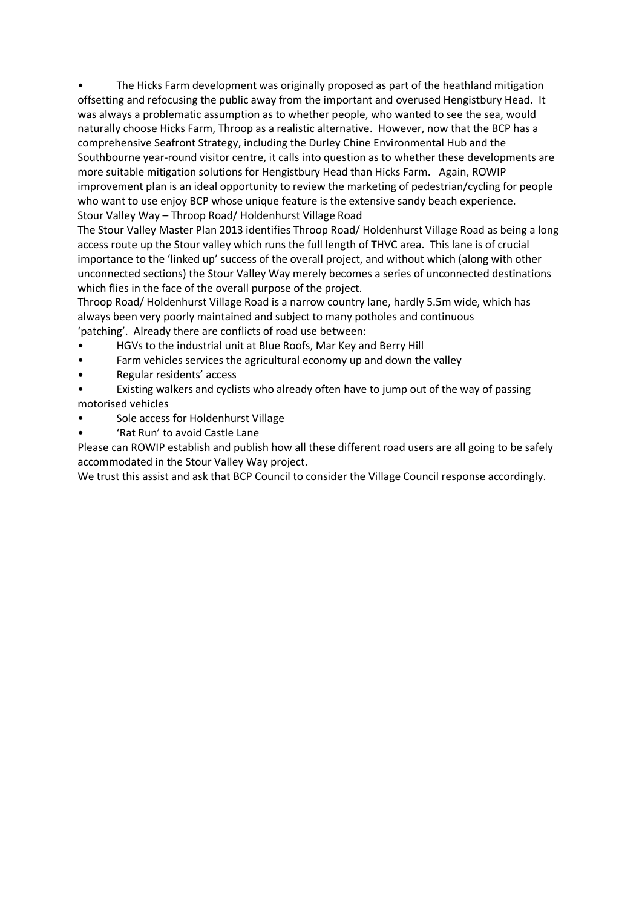- The Hicks Farm development was originally proposed as part of the heathland mitigation offsetting and refocusing the public away from the important and overused Hengistbury Head. It was always a problematic assumption as to whether people, who wanted to see the sea, would naturally choose Hicks Farm, Throop as a realistic alternative. However, now that the BCP has a comprehensive Seafront Strategy, including the Durley Chine Environmental Hub and the Southbourne year-round visitor centre, it calls into question as to whether these developments are more suitable mitigation solutions for Hengistbury Head than Hicks Farm. Again, ROWIP improvement plan is an ideal opportunity to review the marketing of pedestrian/cycling for people who want to use enjoy BCP whose unique feature is the extensive sandy beach experience.

Stour Valley Way – Throop Road/ Holdenhurst Village Road

The Stour Valley Master Plan 2013 identifies Throop Road/ Holdenhurst Village Road as being a long access route up the Stour valley which runs the full length of THVC area. This lane is of crucial importance to the 'linked up' success of the overall project, and without which (along with other unconnected sections) the Stour Valley Way merely becomes a series of unconnected destinations which flies in the face of the overall purpose of the project.

Throop Road/ Holdenhurst Village Road is a narrow country lane, hardly 5.5m wide, which has always been very poorly maintained and subject to many potholes and continuous 'patching'. Already there are conflicts of road use between:

- HGVs to the industrial unit at Blue Roofs, Mar Key and Berry Hill
- Farm vehicles services the agricultural economy up and down the valley
- Regular residents' access
- Existing walkers and cyclists who already often have to jump out of the way of passing motorised vehicles
- Sole access for Holdenhurst Village
- 'Rat Run' to avoid Castle Lane

Please can ROWIP establish and publish how all these different road users are all going to be safely accommodated in the Stour Valley Way project.

We trust this assist and ask that BCP Council to consider the Village Council response accordingly.